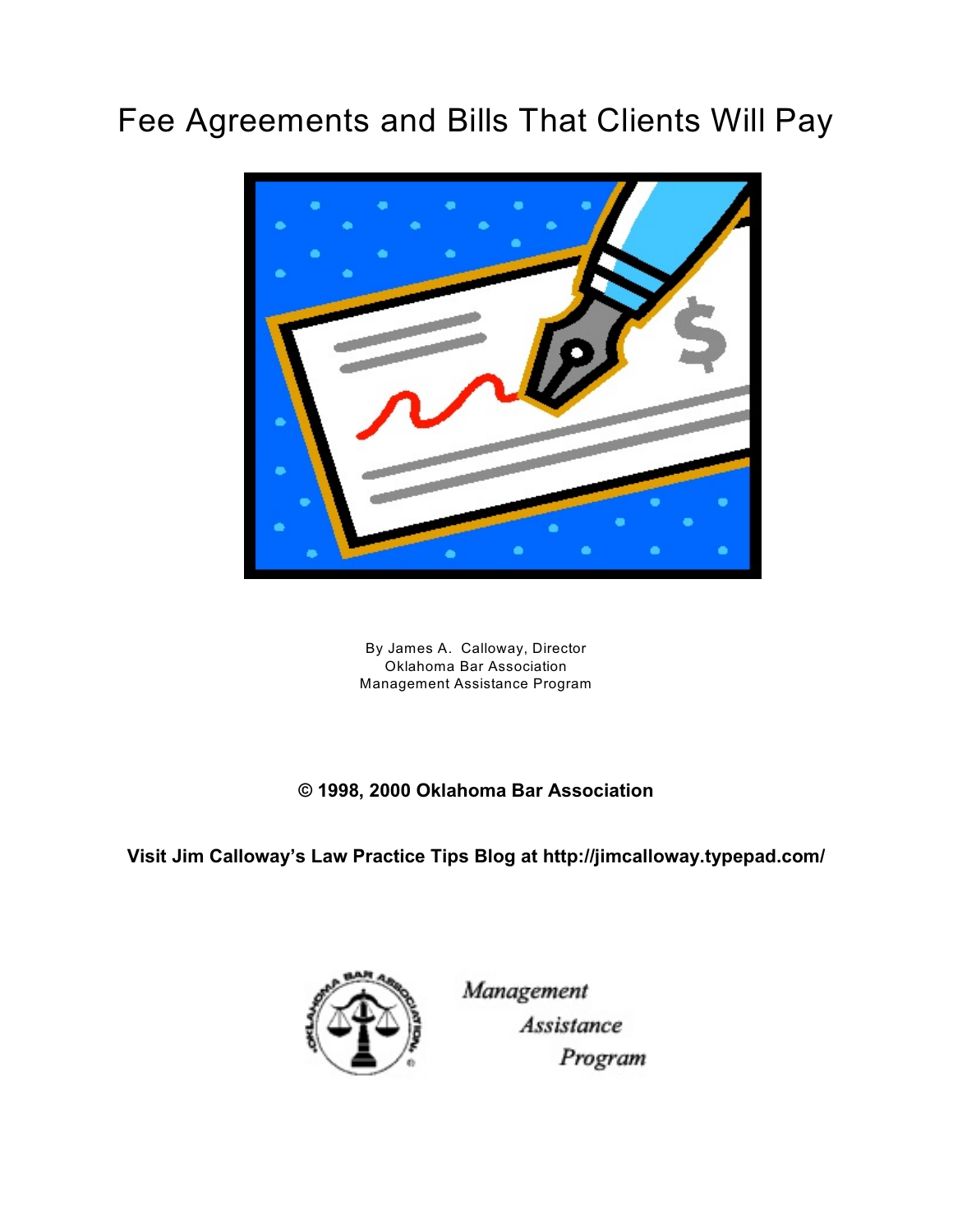# Fee Agreements and Bills That Clients Will Pay

By James A. Calloway, Director
Oklahoma Bar Association
Management Assistance Program

**© 1998, 2000 Oklahoma Bar Association**

**Visit Jim Calloway's Law Practice Tips Blog at http://jimcalloway.typepad.com/**

*Management Assistance Program*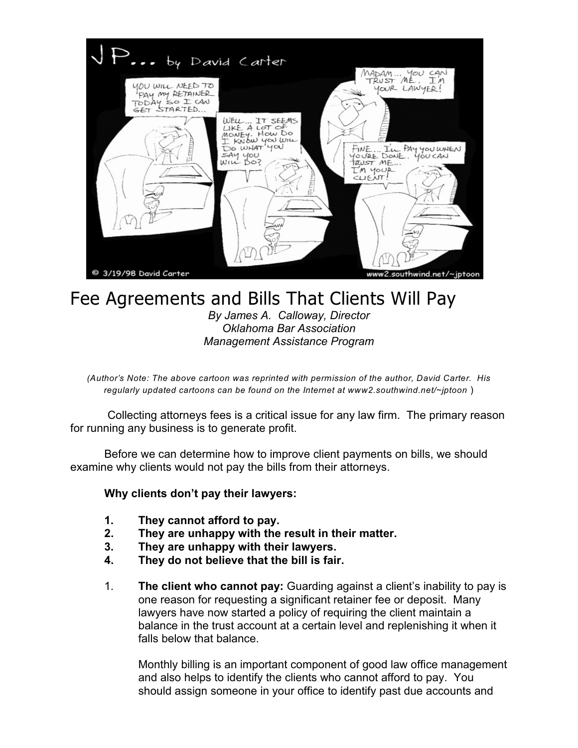# Fee Agreements and Bills That Clients Will Pay

*By James A. Calloway, Director*
*Oklahoma Bar Association*
*Management Assistance Program*

*(Author's Note: The above cartoon was reprinted with permission of the author, David Carter. His regularly updated cartoons can be found on the Internet at www2.southwind.net/~jptoon )*

Collecting attorneys fees is a critical issue for any law firm. The primary reason for running any business is to generate profit.

Before we can determine how to improve client payments on bills, we should examine why clients would not pay the bills from their attorneys.

**Why clients don't pay their lawyers:**

1. **They cannot afford to pay.**
2. **They are unhappy with the result in their matter.**
3. **They are unhappy with their lawyers.**
4. **They do not believe that the bill is fair.**

1. **The client who cannot pay:** Guarding against a client's inability to pay is one reason for requesting a significant retainer fee or deposit. Many lawyers have now started a policy of requiring the client maintain a balance in the trust account at a certain level and replenishing it when it falls below that balance.

   Monthly billing is an important component of good law office management and also helps to identify the clients who cannot afford to pay. You should assign someone in your office to identify past due accounts and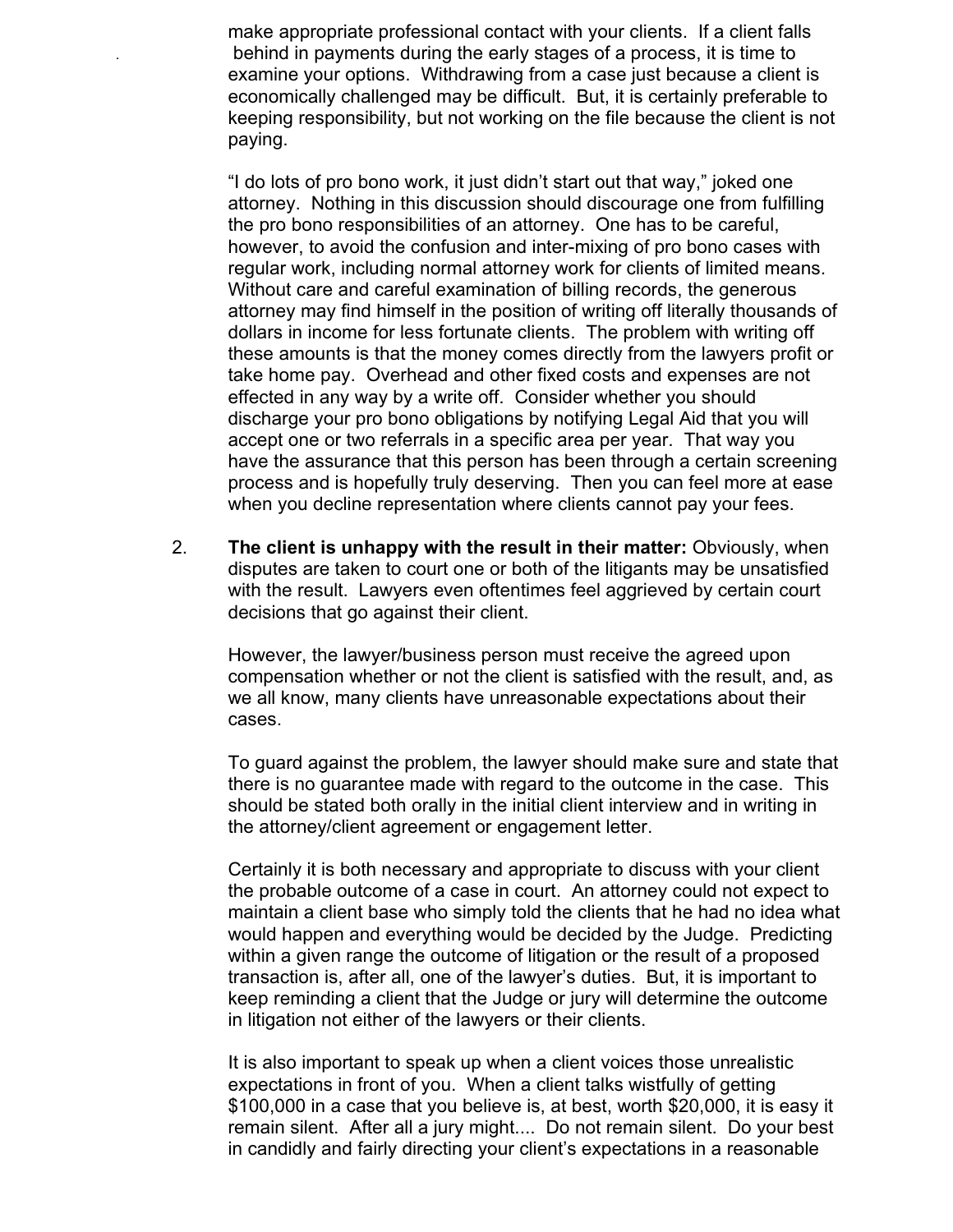make appropriate professional contact with your clients. If a client falls behind in payments during the early stages of a process, it is time to examine your options. Withdrawing from a case just because a client is economically challenged may be difficult. But, it is certainly preferable to keeping responsibility, but not working on the file because the client is not paying.

"I do lots of pro bono work, it just didn't start out that way," joked one attorney. Nothing in this discussion should discourage one from fulfilling the pro bono responsibilities of an attorney. One has to be careful, however, to avoid the confusion and inter-mixing of pro bono cases with regular work, including normal attorney work for clients of limited means. Without care and careful examination of billing records, the generous attorney may find himself in the position of writing off literally thousands of dollars in income for less fortunate clients. The problem with writing off these amounts is that the money comes directly from the lawyers profit or take home pay. Overhead and other fixed costs and expenses are not effected in any way by a write off. Consider whether you should discharge your pro bono obligations by notifying Legal Aid that you will accept one or two referrals in a specific area per year. That way you have the assurance that this person has been through a certain screening process and is hopefully truly deserving. Then you can feel more at ease when you decline representation where clients cannot pay your fees.

2. **The client is unhappy with the result in their matter:** Obviously, when disputes are taken to court one or both of the litigants may be unsatisfied with the result. Lawyers even oftentimes feel aggrieved by certain court decisions that go against their client.

   However, the lawyer/business person must receive the agreed upon compensation whether or not the client is satisfied with the result, and, as we all know, many clients have unreasonable expectations about their cases.

   To guard against the problem, the lawyer should make sure and state that there is no guarantee made with regard to the outcome in the case. This should be stated both orally in the initial client interview and in writing in the attorney/client agreement or engagement letter.

   Certainly it is both necessary and appropriate to discuss with your client the probable outcome of a case in court. An attorney could not expect to maintain a client base who simply told the clients that he had no idea what would happen and everything would be decided by the Judge. Predicting within a given range the outcome of litigation or the result of a proposed transaction is, after all, one of the lawyer's duties. But, it is important to keep reminding a client that the Judge or jury will determine the outcome in litigation not either of the lawyers or their clients.

   It is also important to speak up when a client voices those unrealistic expectations in front of you. When a client talks wistfully of getting $100,000 in a case that you believe is, at best, worth $20,000, it is easy it remain silent. After all a jury might.... Do not remain silent. Do your best in candidly and fairly directing your client's expectations in a reasonable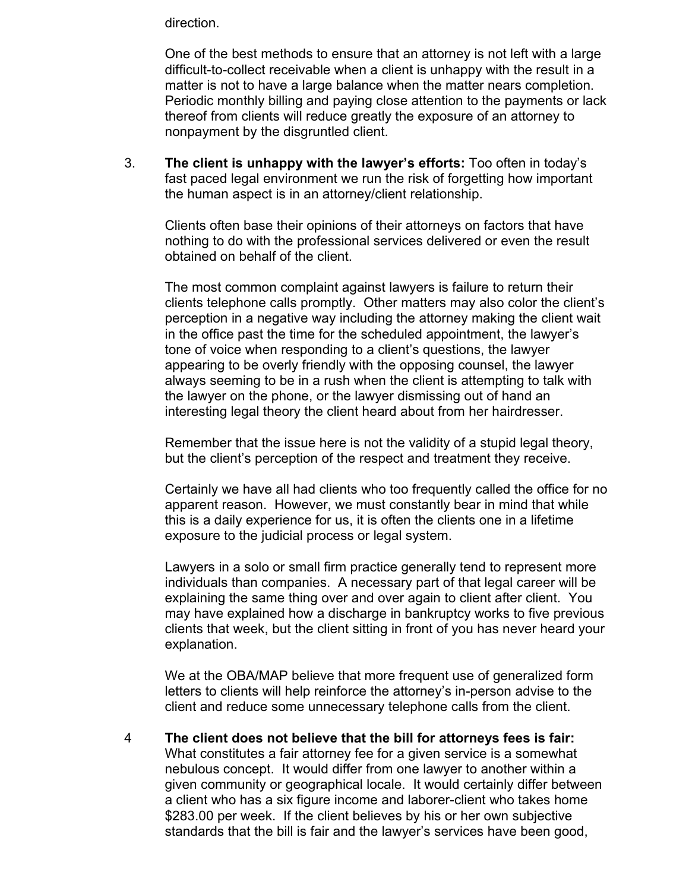direction.

One of the best methods to ensure that an attorney is not left with a large difficult-to-collect receivable when a client is unhappy with the result in a matter is not to have a large balance when the matter nears completion. Periodic monthly billing and paying close attention to the payments or lack thereof from clients will reduce greatly the exposure of an attorney to nonpayment by the disgruntled client.

3. **The client is unhappy with the lawyer's efforts:** Too often in today's fast paced legal environment we run the risk of forgetting how important the human aspect is in an attorney/client relationship.

   Clients often base their opinions of their attorneys on factors that have nothing to do with the professional services delivered or even the result obtained on behalf of the client.

   The most common complaint against lawyers is failure to return their clients telephone calls promptly. Other matters may also color the client's perception in a negative way including the attorney making the client wait in the office past the time for the scheduled appointment, the lawyer's tone of voice when responding to a client's questions, the lawyer appearing to be overly friendly with the opposing counsel, the lawyer always seeming to be in a rush when the client is attempting to talk with the lawyer on the phone, or the lawyer dismissing out of hand an interesting legal theory the client heard about from her hairdresser.

   Remember that the issue here is not the validity of a stupid legal theory, but the client's perception of the respect and treatment they receive.

   Certainly we have all had clients who too frequently called the office for no apparent reason. However, we must constantly bear in mind that while this is a daily experience for us, it is often the clients one in a lifetime exposure to the judicial process or legal system.

   Lawyers in a solo or small firm practice generally tend to represent more individuals than companies. A necessary part of that legal career will be explaining the same thing over and over again to client after client. You may have explained how a discharge in bankruptcy works to five previous clients that week, but the client sitting in front of you has never heard your explanation.

   We at the OBA/MAP believe that more frequent use of generalized form letters to clients will help reinforce the attorney's in-person advise to the client and reduce some unnecessary telephone calls from the client.

4 **The client does not believe that the bill for attorneys fees is fair:** What constitutes a fair attorney fee for a given service is a somewhat nebulous concept. It would differ from one lawyer to another within a given community or geographical locale. It would certainly differ between a client who has a six figure income and laborer-client who takes home $283.00 per week. If the client believes by his or her own subjective standards that the bill is fair and the lawyer's services have been good,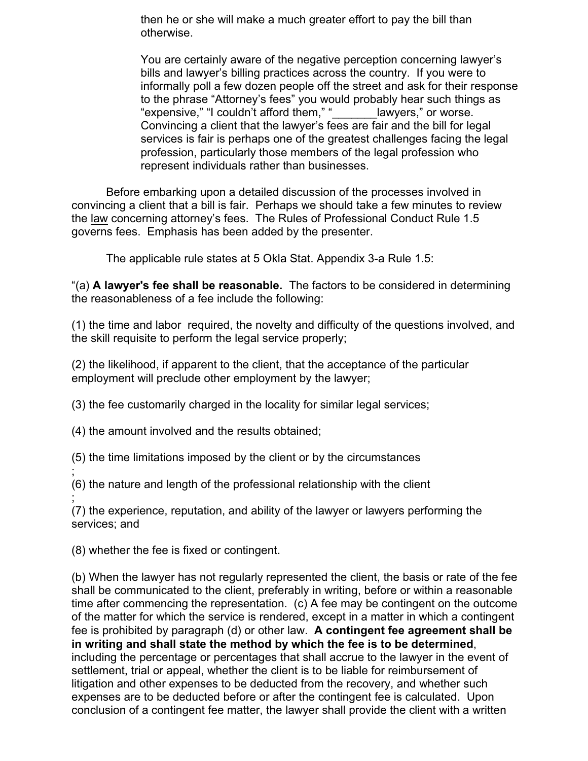then he or she will make a much greater effort to pay the bill than otherwise.

You are certainly aware of the negative perception concerning lawyer's bills and lawyer's billing practices across the country. If you were to informally poll a few dozen people off the street and ask for their response to the phrase "Attorney's fees" you would probably hear such things as "expensive," "I couldn't afford them," "_______lawyers," or worse. Convincing a client that the lawyer's fees are fair and the bill for legal services is fair is perhaps one of the greatest challenges facing the legal profession, particularly those members of the legal profession who represent individuals rather than businesses.

Before embarking upon a detailed discussion of the processes involved in convincing a client that a bill is fair. Perhaps we should take a few minutes to review the <u>law</u> concerning attorney's fees. The Rules of Professional Conduct Rule 1.5 governs fees. Emphasis has been added by the presenter.

The applicable rule states at 5 Okla Stat. Appendix 3-a Rule 1.5:

"(a) **A lawyer's fee shall be reasonable.** The factors to be considered in determining the reasonableness of a fee include the following:

(1) the time and labor required, the novelty and difficulty of the questions involved, and the skill requisite to perform the legal service properly;

(2) the likelihood, if apparent to the client, that the acceptance of the particular employment will preclude other employment by the lawyer;

(3) the fee customarily charged in the locality for similar legal services;

(4) the amount involved and the results obtained;

(5) the time limitations imposed by the client or by the circumstances
;
(6) the nature and length of the professional relationship with the client
;
(7) the experience, reputation, and ability of the lawyer or lawyers performing the services; and

(8) whether the fee is fixed or contingent.

(b) When the lawyer has not regularly represented the client, the basis or rate of the fee shall be communicated to the client, preferably in writing, before or within a reasonable time after commencing the representation. (c) A fee may be contingent on the outcome of the matter for which the service is rendered, except in a matter in which a contingent fee is prohibited by paragraph (d) or other law. **A contingent fee agreement shall be in writing and shall state the method by which the fee is to be determined**, including the percentage or percentages that shall accrue to the lawyer in the event of settlement, trial or appeal, whether the client is to be liable for reimbursement of litigation and other expenses to be deducted from the recovery, and whether such expenses are to be deducted before or after the contingent fee is calculated. Upon conclusion of a contingent fee matter, the lawyer shall provide the client with a written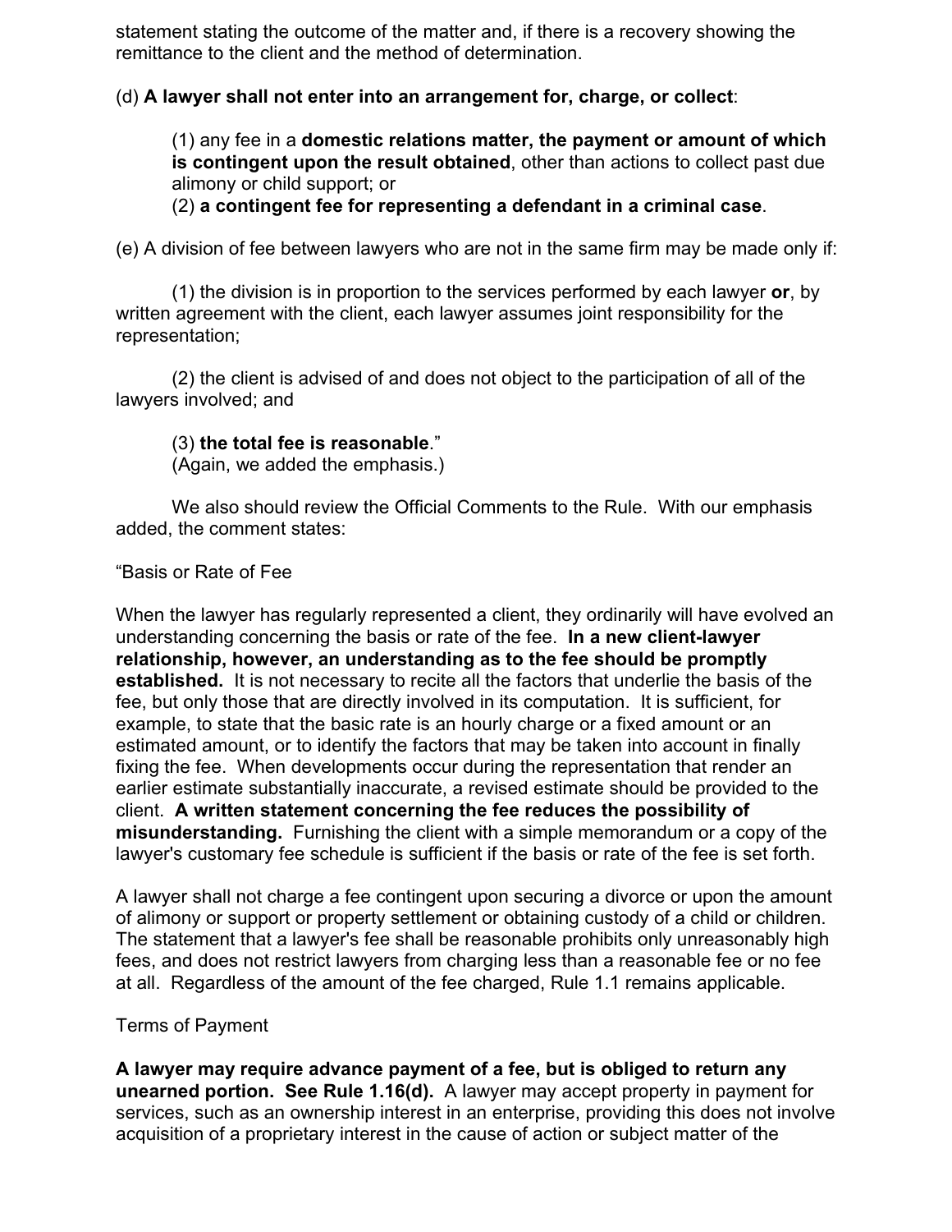statement stating the outcome of the matter and, if there is a recovery showing the remittance to the client and the method of determination.

(d) **A lawyer shall not enter into an arrangement for, charge, or collect**:

> (1) any fee in a **domestic relations matter, the payment or amount of which is contingent upon the result obtained**, other than actions to collect past due alimony or child support; or
> (2) **a contingent fee for representing a defendant in a criminal case**.

(e) A division of fee between lawyers who are not in the same firm may be made only if:

> (1) the division is in proportion to the services performed by each lawyer **or**, by written agreement with the client, each lawyer assumes joint responsibility for the representation;
>
> (2) the client is advised of and does not object to the participation of all of the lawyers involved; and
>
> (3) **the total fee is reasonable**."
> (Again, we added the emphasis.)

We also should review the Official Comments to the Rule. With our emphasis added, the comment states:

"Basis or Rate of Fee

When the lawyer has regularly represented a client, they ordinarily will have evolved an understanding concerning the basis or rate of the fee. **In a new client-lawyer relationship, however, an understanding as to the fee should be promptly established.** It is not necessary to recite all the factors that underlie the basis of the fee, but only those that are directly involved in its computation. It is sufficient, for example, to state that the basic rate is an hourly charge or a fixed amount or an estimated amount, or to identify the factors that may be taken into account in finally fixing the fee. When developments occur during the representation that render an earlier estimate substantially inaccurate, a revised estimate should be provided to the client. **A written statement concerning the fee reduces the possibility of misunderstanding.** Furnishing the client with a simple memorandum or a copy of the lawyer's customary fee schedule is sufficient if the basis or rate of the fee is set forth.

A lawyer shall not charge a fee contingent upon securing a divorce or upon the amount of alimony or support or property settlement or obtaining custody of a child or children. The statement that a lawyer's fee shall be reasonable prohibits only unreasonably high fees, and does not restrict lawyers from charging less than a reasonable fee or no fee at all. Regardless of the amount of the fee charged, Rule 1.1 remains applicable.

Terms of Payment

**A lawyer may require advance payment of a fee, but is obliged to return any unearned portion. See Rule 1.16(d).** A lawyer may accept property in payment for services, such as an ownership interest in an enterprise, providing this does not involve acquisition of a proprietary interest in the cause of action or subject matter of the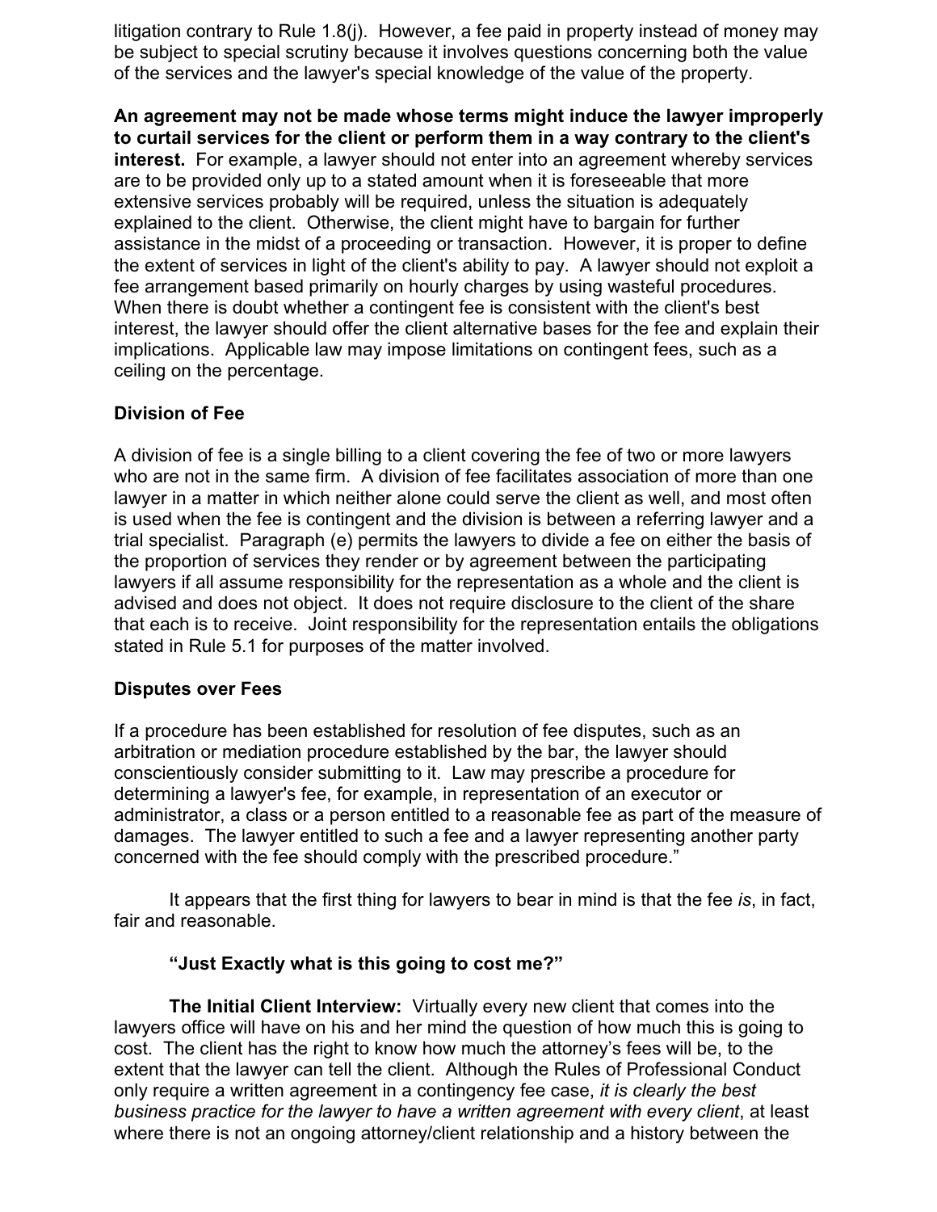litigation contrary to Rule 1.8(j). However, a fee paid in property instead of money may be subject to special scrutiny because it involves questions concerning both the value of the services and the lawyer's special knowledge of the value of the property.

**An agreement may not be made whose terms might induce the lawyer improperly to curtail services for the client or perform them in a way contrary to the client's interest.** For example, a lawyer should not enter into an agreement whereby services are to be provided only up to a stated amount when it is foreseeable that more extensive services probably will be required, unless the situation is adequately explained to the client. Otherwise, the client might have to bargain for further assistance in the midst of a proceeding or transaction. However, it is proper to define the extent of services in light of the client's ability to pay. A lawyer should not exploit a fee arrangement based primarily on hourly charges by using wasteful procedures. When there is doubt whether a contingent fee is consistent with the client's best interest, the lawyer should offer the client alternative bases for the fee and explain their implications. Applicable law may impose limitations on contingent fees, such as a ceiling on the percentage.

**Division of Fee**

A division of fee is a single billing to a client covering the fee of two or more lawyers who are not in the same firm. A division of fee facilitates association of more than one lawyer in a matter in which neither alone could serve the client as well, and most often is used when the fee is contingent and the division is between a referring lawyer and a trial specialist. Paragraph (e) permits the lawyers to divide a fee on either the basis of the proportion of services they render or by agreement between the participating lawyers if all assume responsibility for the representation as a whole and the client is advised and does not object. It does not require disclosure to the client of the share that each is to receive. Joint responsibility for the representation entails the obligations stated in Rule 5.1 for purposes of the matter involved.

**Disputes over Fees**

If a procedure has been established for resolution of fee disputes, such as an arbitration or mediation procedure established by the bar, the lawyer should conscientiously consider submitting to it. Law may prescribe a procedure for determining a lawyer's fee, for example, in representation of an executor or administrator, a class or a person entitled to a reasonable fee as part of the measure of damages. The lawyer entitled to such a fee and a lawyer representing another party concerned with the fee should comply with the prescribed procedure."

It appears that the first thing for lawyers to bear in mind is that the fee *is*, in fact, fair and reasonable.

**"Just Exactly what is this going to cost me?"**

**The Initial Client Interview:** Virtually every new client that comes into the lawyers office will have on his and her mind the question of how much this is going to cost. The client has the right to know how much the attorney's fees will be, to the extent that the lawyer can tell the client. Although the Rules of Professional Conduct only require a written agreement in a contingency fee case, *it is clearly the best business practice for the lawyer to have a written agreement with every client*, at least where there is not an ongoing attorney/client relationship and a history between the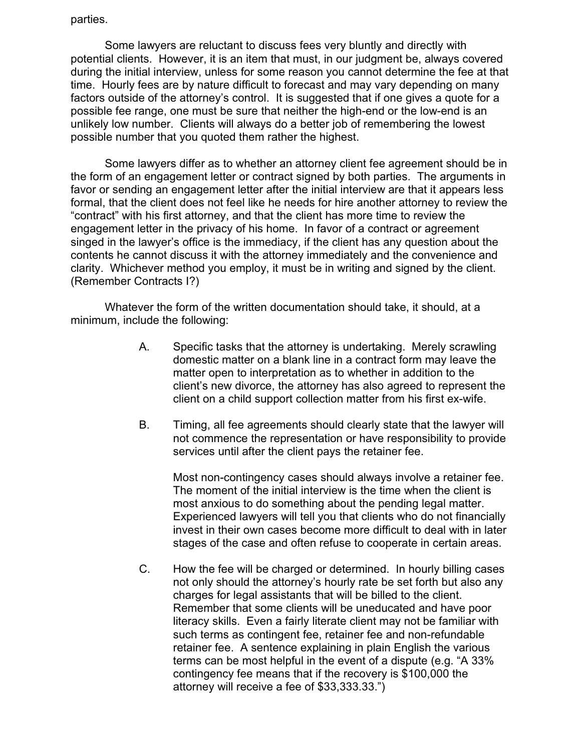parties.

Some lawyers are reluctant to discuss fees very bluntly and directly with potential clients. However, it is an item that must, in our judgment be, always covered during the initial interview, unless for some reason you cannot determine the fee at that time. Hourly fees are by nature difficult to forecast and may vary depending on many factors outside of the attorney's control. It is suggested that if one gives a quote for a possible fee range, one must be sure that neither the high-end or the low-end is an unlikely low number. Clients will always do a better job of remembering the lowest possible number that you quoted them rather the highest.

Some lawyers differ as to whether an attorney client fee agreement should be in the form of an engagement letter or contract signed by both parties. The arguments in favor or sending an engagement letter after the initial interview are that it appears less formal, that the client does not feel like he needs for hire another attorney to review the "contract" with his first attorney, and that the client has more time to review the engagement letter in the privacy of his home. In favor of a contract or agreement singed in the lawyer's office is the immediacy, if the client has any question about the contents he cannot discuss it with the attorney immediately and the convenience and clarity. Whichever method you employ, it must be in writing and signed by the client. (Remember Contracts I?)

Whatever the form of the written documentation should take, it should, at a minimum, include the following:

A. Specific tasks that the attorney is undertaking. Merely scrawling domestic matter on a blank line in a contract form may leave the matter open to interpretation as to whether in addition to the client's new divorce, the attorney has also agreed to represent the client on a child support collection matter from his first ex-wife.

B. Timing, all fee agreements should clearly state that the lawyer will not commence the representation or have responsibility to provide services until after the client pays the retainer fee.

   Most non-contingency cases should always involve a retainer fee. The moment of the initial interview is the time when the client is most anxious to do something about the pending legal matter. Experienced lawyers will tell you that clients who do not financially invest in their own cases become more difficult to deal with in later stages of the case and often refuse to cooperate in certain areas.

C. How the fee will be charged or determined. In hourly billing cases not only should the attorney's hourly rate be set forth but also any charges for legal assistants that will be billed to the client. Remember that some clients will be uneducated and have poor literacy skills. Even a fairly literate client may not be familiar with such terms as contingent fee, retainer fee and non-refundable retainer fee. A sentence explaining in plain English the various terms can be most helpful in the event of a dispute (e.g. "A 33% contingency fee means that if the recovery is $100,000 the attorney will receive a fee of $33,333.33.")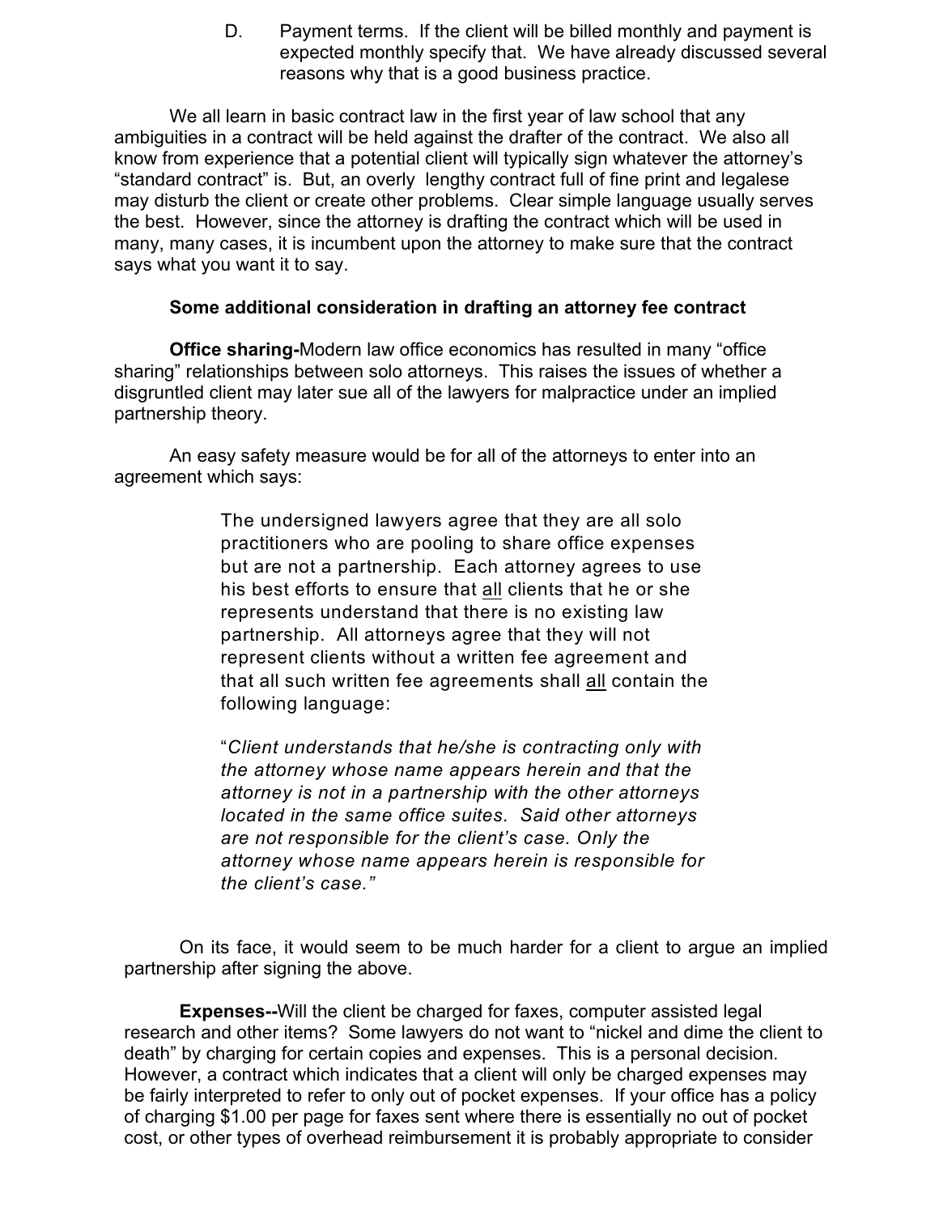D. Payment terms. If the client will be billed monthly and payment is expected monthly specify that. We have already discussed several reasons why that is a good business practice.

We all learn in basic contract law in the first year of law school that any ambiguities in a contract will be held against the drafter of the contract. We also all know from experience that a potential client will typically sign whatever the attorney's "standard contract" is. But, an overly lengthy contract full of fine print and legalese may disturb the client or create other problems. Clear simple language usually serves the best. However, since the attorney is drafting the contract which will be used in many, many cases, it is incumbent upon the attorney to make sure that the contract says what you want it to say.

**Some additional consideration in drafting an attorney fee contract**

**Office sharing-**Modern law office economics has resulted in many "office sharing" relationships between solo attorneys. This raises the issues of whether a disgruntled client may later sue all of the lawyers for malpractice under an implied partnership theory.

An easy safety measure would be for all of the attorneys to enter into an agreement which says:

> The undersigned lawyers agree that they are all solo practitioners who are pooling to share office expenses but are not a partnership. Each attorney agrees to use his best efforts to ensure that all clients that he or she represents understand that there is no existing law partnership. All attorneys agree that they will not represent clients without a written fee agreement and that all such written fee agreements shall all contain the following language:
>
> "*Client understands that he/she is contracting only with the attorney whose name appears herein and that the attorney is not in a partnership with the other attorneys located in the same office suites. Said other attorneys are not responsible for the client's case. Only the attorney whose name appears herein is responsible for the client's case.*"

On its face, it would seem to be much harder for a client to argue an implied partnership after signing the above.

**Expenses--**Will the client be charged for faxes, computer assisted legal research and other items? Some lawyers do not want to "nickel and dime the client to death" by charging for certain copies and expenses. This is a personal decision. However, a contract which indicates that a client will only be charged expenses may be fairly interpreted to refer to only out of pocket expenses. If your office has a policy of charging $1.00 per page for faxes sent where there is essentially no out of pocket cost, or other types of overhead reimbursement it is probably appropriate to consider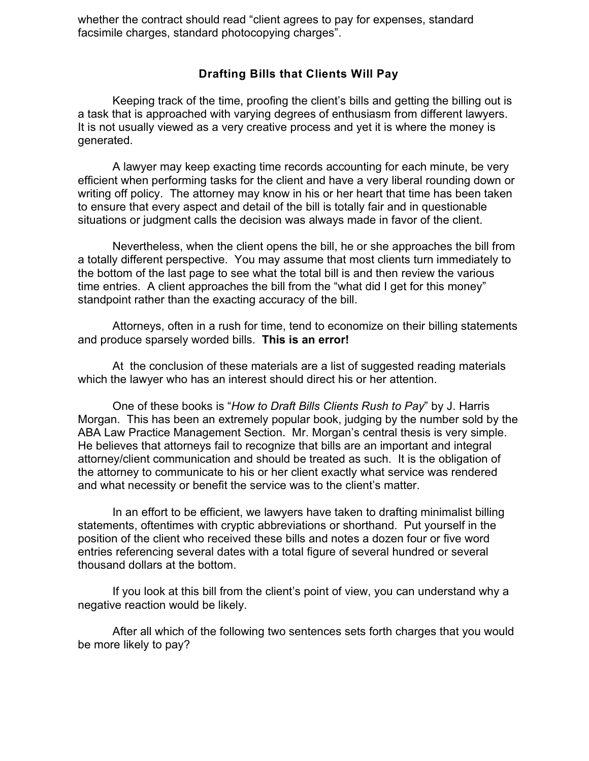whether the contract should read "client agrees to pay for expenses, standard facsimile charges, standard photocopying charges".

## Drafting Bills that Clients Will Pay

Keeping track of the time, proofing the client's bills and getting the billing out is a task that is approached with varying degrees of enthusiasm from different lawyers. It is not usually viewed as a very creative process and yet it is where the money is generated.

A lawyer may keep exacting time records accounting for each minute, be very efficient when performing tasks for the client and have a very liberal rounding down or writing off policy. The attorney may know in his or her heart that time has been taken to ensure that every aspect and detail of the bill is totally fair and in questionable situations or judgment calls the decision was always made in favor of the client.

Nevertheless, when the client opens the bill, he or she approaches the bill from a totally different perspective. You may assume that most clients turn immediately to the bottom of the last page to see what the total bill is and then review the various time entries. A client approaches the bill from the "what did I get for this money" standpoint rather than the exacting accuracy of the bill.

Attorneys, often in a rush for time, tend to economize on their billing statements and produce sparsely worded bills. **This is an error!**

At the conclusion of these materials are a list of suggested reading materials which the lawyer who has an interest should direct his or her attention.

One of these books is "*How to Draft Bills Clients Rush to Pay*" by J. Harris Morgan. This has been an extremely popular book, judging by the number sold by the ABA Law Practice Management Section. Mr. Morgan's central thesis is very simple. He believes that attorneys fail to recognize that bills are an important and integral attorney/client communication and should be treated as such. It is the obligation of the attorney to communicate to his or her client exactly what service was rendered and what necessity or benefit the service was to the client's matter.

In an effort to be efficient, we lawyers have taken to drafting minimalist billing statements, oftentimes with cryptic abbreviations or shorthand. Put yourself in the position of the client who received these bills and notes a dozen four or five word entries referencing several dates with a total figure of several hundred or several thousand dollars at the bottom.

If you look at this bill from the client's point of view, you can understand why a negative reaction would be likely.

After all which of the following two sentences sets forth charges that you would be more likely to pay?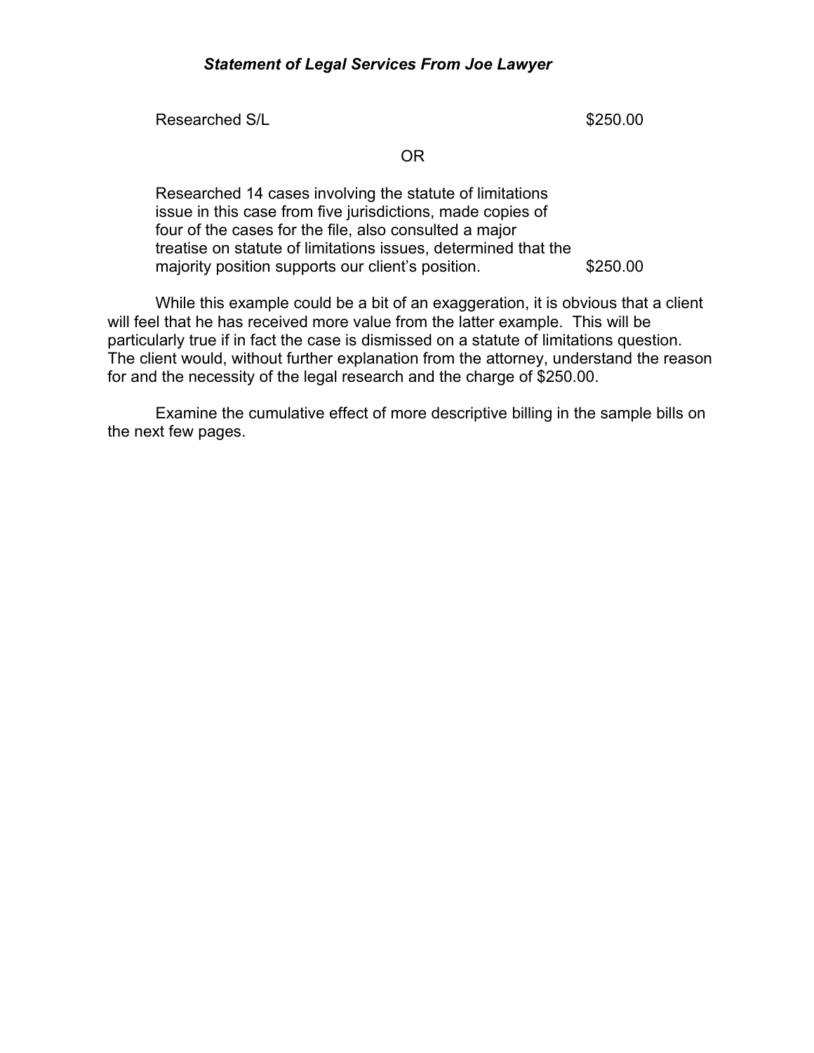***Statement of Legal Services From Joe Lawyer***

| | |
|---|---|
| Researched S/L | $250.00 |

OR

| | |
|---|---|
| Researched 14 cases involving the statute of limitations issue in this case from five jurisdictions, made copies of four of the cases for the file, also consulted a major treatise on statute of limitations issues, determined that the majority position supports our client's position. | $250.00 |

While this example could be a bit of an exaggeration, it is obvious that a client will feel that he has received more value from the latter example. This will be particularly true if in fact the case is dismissed on a statute of limitations question. The client would, without further explanation from the attorney, understand the reason for and the necessity of the legal research and the charge of $250.00.

Examine the cumulative effect of more descriptive billing in the sample bills on the next few pages.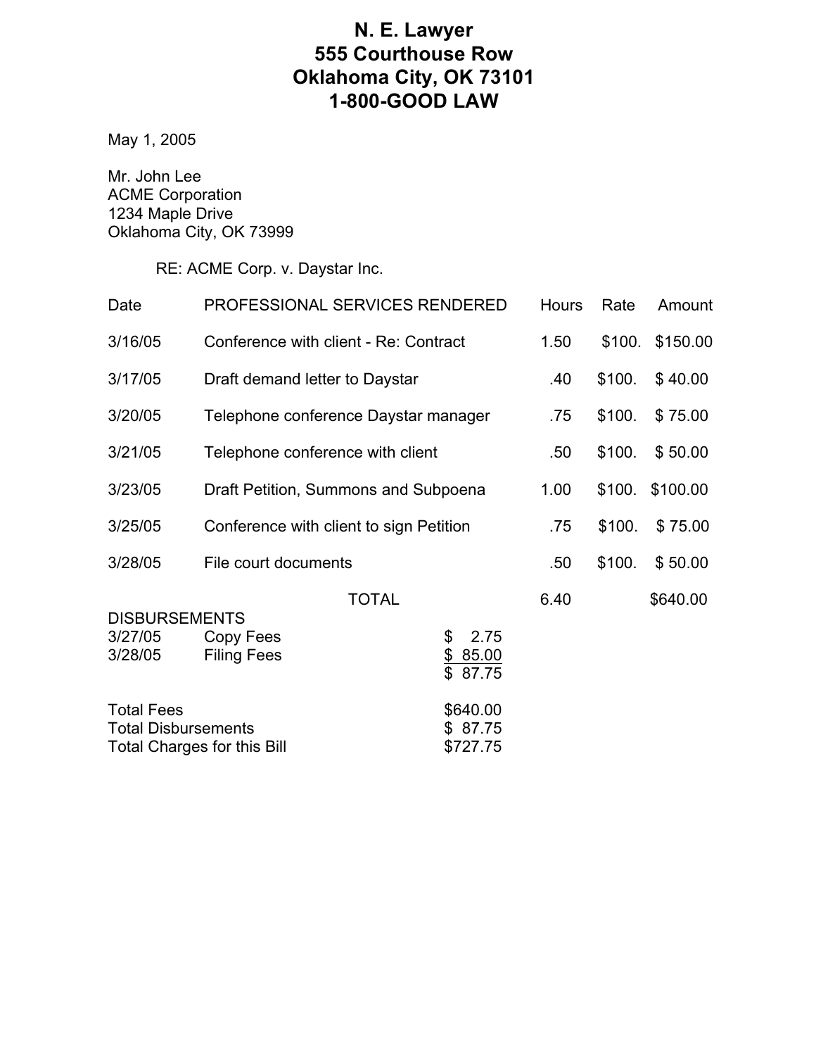# N. E. Lawyer
# 555 Courthouse Row
# Oklahoma City, OK 73101
# 1-800-GOOD LAW

May 1, 2005

Mr. John Lee
ACME Corporation
1234 Maple Drive
Oklahoma City, OK 73999

RE: ACME Corp. v. Daystar Inc.

| Date | PROFESSIONAL SERVICES RENDERED | Hours | Rate | Amount |
|---|---|---|---|---|
| 3/16/05 | Conference with client - Re: Contract | 1.50 | $100. | $150.00 |
| 3/17/05 | Draft demand letter to Daystar | .40 | $100. | $ 40.00 |
| 3/20/05 | Telephone conference Daystar manager | .75 | $100. | $ 75.00 |
| 3/21/05 | Telephone conference with client | .50 | $100. | $ 50.00 |
| 3/23/05 | Draft Petition, Summons and Subpoena | 1.00 | $100. | $100.00 |
| 3/25/05 | Conference with client to sign Petition | .75 | $100. | $ 75.00 |
| 3/28/05 | File court documents | .50 | $100. | $ 50.00 |
| | TOTAL | 6.40 | | $640.00 |

DISBURSEMENTS

| | | |
|---|---|---|
| 3/27/05 | Copy Fees | $ 2.75 |
| 3/28/05 | Filing Fees | $ 85.00 |
| | | $ 87.75 |

| | |
|---|---|
| Total Fees | $640.00 |
| Total Disbursements | $ 87.75 |
| Total Charges for this Bill | $727.75 |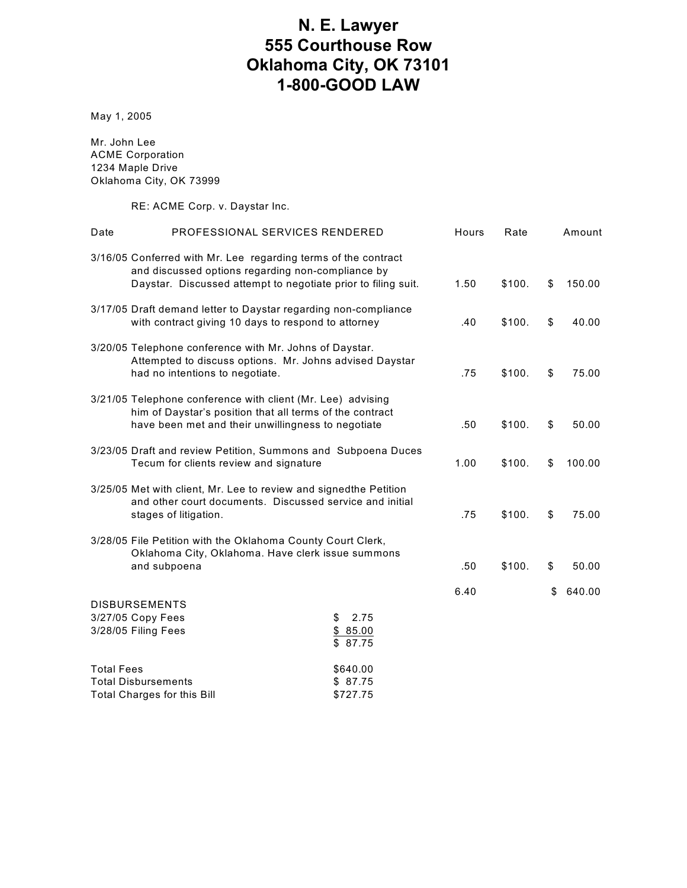# N. E. Lawyer
# 555 Courthouse Row
# Oklahoma City, OK 73101
# 1-800-GOOD LAW

May 1, 2005

Mr. John Lee
ACME Corporation
1234 Maple Drive
Oklahoma City, OK 73999

RE: ACME Corp. v. Daystar Inc.

| Date | PROFESSIONAL SERVICES RENDERED | Hours | Rate | Amount |
|---|---|---|---|---|
| 3/16/05 | Conferred with Mr. Lee regarding terms of the contract and discussed options regarding non-compliance by Daystar. Discussed attempt to negotiate prior to filing suit. | 1.50 | $100. | $ 150.00 |
| 3/17/05 | Draft demand letter to Daystar regarding non-compliance with contract giving 10 days to respond to attorney | .40 | $100. | $ 40.00 |
| 3/20/05 | Telephone conference with Mr. Johns of Daystar. Attempted to discuss options. Mr. Johns advised Daystar had no intentions to negotiate. | .75 | $100. | $ 75.00 |
| 3/21/05 | Telephone conference with client (Mr. Lee) advising him of Daystar's position that all terms of the contract have been met and their unwillingness to negotiate | .50 | $100. | $ 50.00 |
| 3/23/05 | Draft and review Petition, Summons and Subpoena Duces Tecum for clients review and signature | 1.00 | $100. | $ 100.00 |
| 3/25/05 | Met with client, Mr. Lee to review and signedthe Petition and other court documents. Discussed service and initial stages of litigation. | .75 | $100. | $ 75.00 |
| 3/28/05 | File Petition with the Oklahoma County Court Clerk, Oklahoma City, Oklahoma. Have clerk issue summons and subpoena | .50 | $100. | $ 50.00 |
| | | 6.40 | | $ 640.00 |

| DISBURSEMENTS | |
|---|---|
| 3/27/05 Copy Fees | $ 2.75 |
| 3/28/05 Filing Fees | $ 85.00 |
| | $ 87.75 |

| | |
|---|---|
| Total Fees | $640.00 |
| Total Disbursements | $ 87.75 |
| Total Charges for this Bill | $727.75 |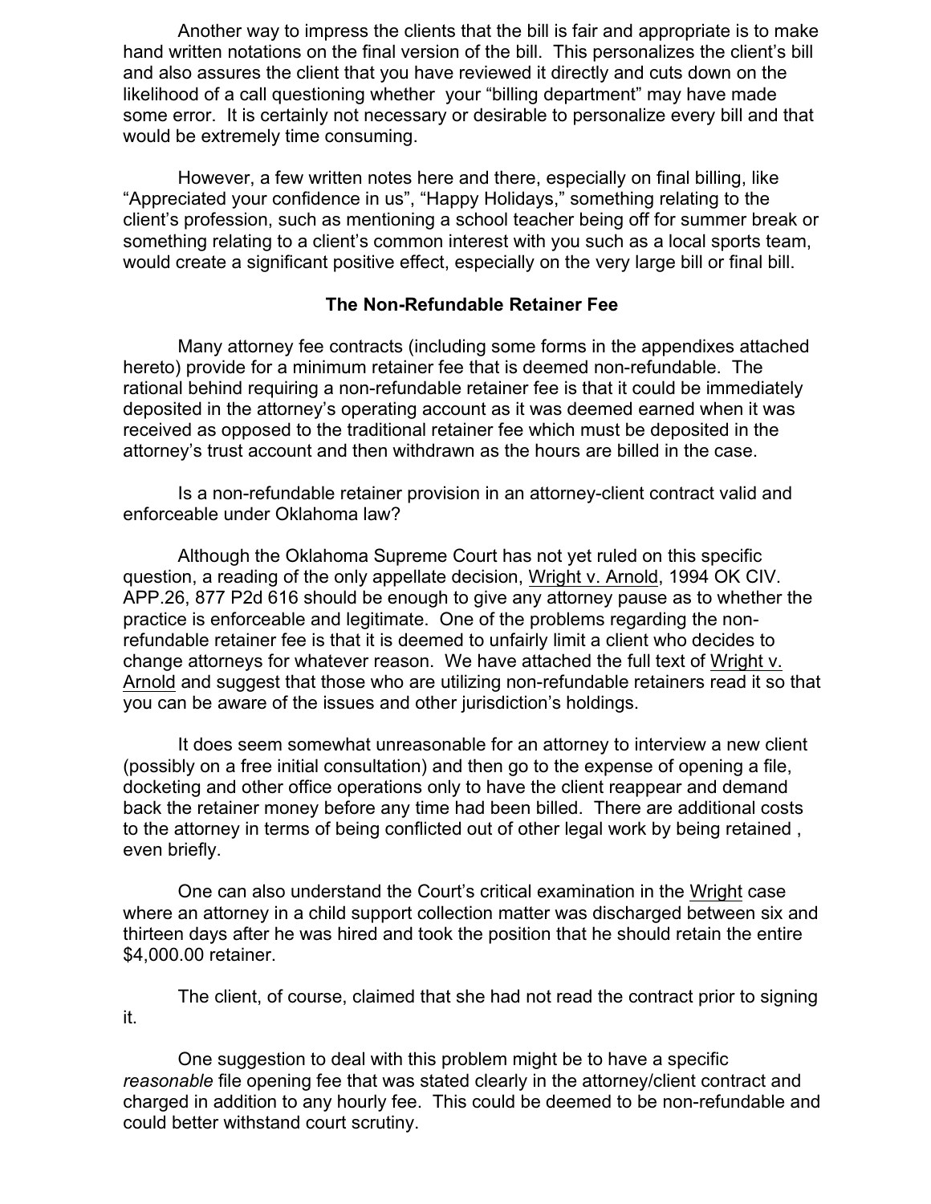Another way to impress the clients that the bill is fair and appropriate is to make hand written notations on the final version of the bill. This personalizes the client's bill and also assures the client that you have reviewed it directly and cuts down on the likelihood of a call questioning whether your "billing department" may have made some error. It is certainly not necessary or desirable to personalize every bill and that would be extremely time consuming.

However, a few written notes here and there, especially on final billing, like "Appreciated your confidence in us", "Happy Holidays," something relating to the client's profession, such as mentioning a school teacher being off for summer break or something relating to a client's common interest with you such as a local sports team, would create a significant positive effect, especially on the very large bill or final bill.

### The Non-Refundable Retainer Fee

Many attorney fee contracts (including some forms in the appendixes attached hereto) provide for a minimum retainer fee that is deemed non-refundable. The rational behind requiring a non-refundable retainer fee is that it could be immediately deposited in the attorney's operating account as it was deemed earned when it was received as opposed to the traditional retainer fee which must be deposited in the attorney's trust account and then withdrawn as the hours are billed in the case.

Is a non-refundable retainer provision in an attorney-client contract valid and enforceable under Oklahoma law?

Although the Oklahoma Supreme Court has not yet ruled on this specific question, a reading of the only appellate decision, Wright v. Arnold, 1994 OK CIV. APP.26, 877 P2d 616 should be enough to give any attorney pause as to whether the practice is enforceable and legitimate. One of the problems regarding the non-refundable retainer fee is that it is deemed to unfairly limit a client who decides to change attorneys for whatever reason. We have attached the full text of Wright v. Arnold and suggest that those who are utilizing non-refundable retainers read it so that you can be aware of the issues and other jurisdiction's holdings.

It does seem somewhat unreasonable for an attorney to interview a new client (possibly on a free initial consultation) and then go to the expense of opening a file, docketing and other office operations only to have the client reappear and demand back the retainer money before any time had been billed. There are additional costs to the attorney in terms of being conflicted out of other legal work by being retained , even briefly.

One can also understand the Court's critical examination in the Wright case where an attorney in a child support collection matter was discharged between six and thirteen days after he was hired and took the position that he should retain the entire $4,000.00 retainer.

The client, of course, claimed that she had not read the contract prior to signing it.

One suggestion to deal with this problem might be to have a specific *reasonable* file opening fee that was stated clearly in the attorney/client contract and charged in addition to any hourly fee. This could be deemed to be non-refundable and could better withstand court scrutiny.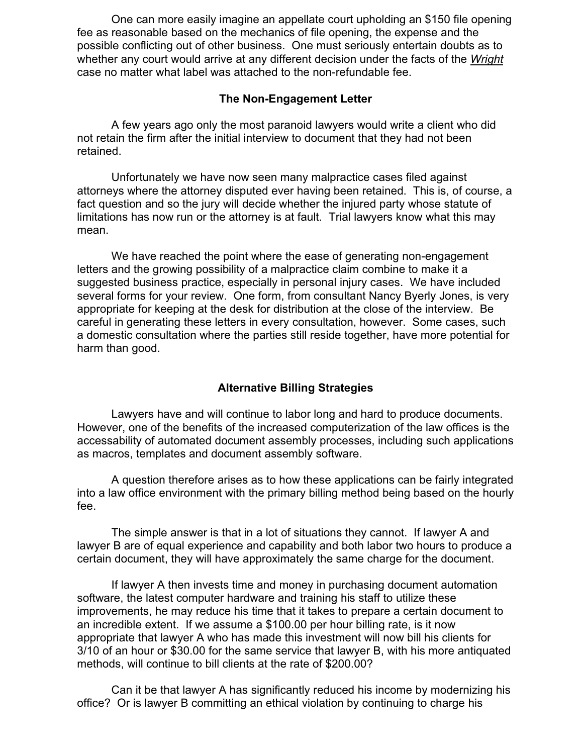One can more easily imagine an appellate court upholding an $150 file opening fee as reasonable based on the mechanics of file opening, the expense and the possible conflicting out of other business. One must seriously entertain doubts as to whether any court would arrive at any different decision under the facts of the *Wright* case no matter what label was attached to the non-refundable fee.

### The Non-Engagement Letter

A few years ago only the most paranoid lawyers would write a client who did not retain the firm after the initial interview to document that they had not been retained.

Unfortunately we have now seen many malpractice cases filed against attorneys where the attorney disputed ever having been retained. This is, of course, a fact question and so the jury will decide whether the injured party whose statute of limitations has now run or the attorney is at fault. Trial lawyers know what this may mean.

We have reached the point where the ease of generating non-engagement letters and the growing possibility of a malpractice claim combine to make it a suggested business practice, especially in personal injury cases. We have included several forms for your review. One form, from consultant Nancy Byerly Jones, is very appropriate for keeping at the desk for distribution at the close of the interview. Be careful in generating these letters in every consultation, however. Some cases, such a domestic consultation where the parties still reside together, have more potential for harm than good.

### Alternative Billing Strategies

Lawyers have and will continue to labor long and hard to produce documents. However, one of the benefits of the increased computerization of the law offices is the accessability of automated document assembly processes, including such applications as macros, templates and document assembly software.

A question therefore arises as to how these applications can be fairly integrated into a law office environment with the primary billing method being based on the hourly fee.

The simple answer is that in a lot of situations they cannot. If lawyer A and lawyer B are of equal experience and capability and both labor two hours to produce a certain document, they will have approximately the same charge for the document.

If lawyer A then invests time and money in purchasing document automation software, the latest computer hardware and training his staff to utilize these improvements, he may reduce his time that it takes to prepare a certain document to an incredible extent. If we assume a $100.00 per hour billing rate, is it now appropriate that lawyer A who has made this investment will now bill his clients for 3/10 of an hour or $30.00 for the same service that lawyer B, with his more antiquated methods, will continue to bill clients at the rate of $200.00?

Can it be that lawyer A has significantly reduced his income by modernizing his office? Or is lawyer B committing an ethical violation by continuing to charge his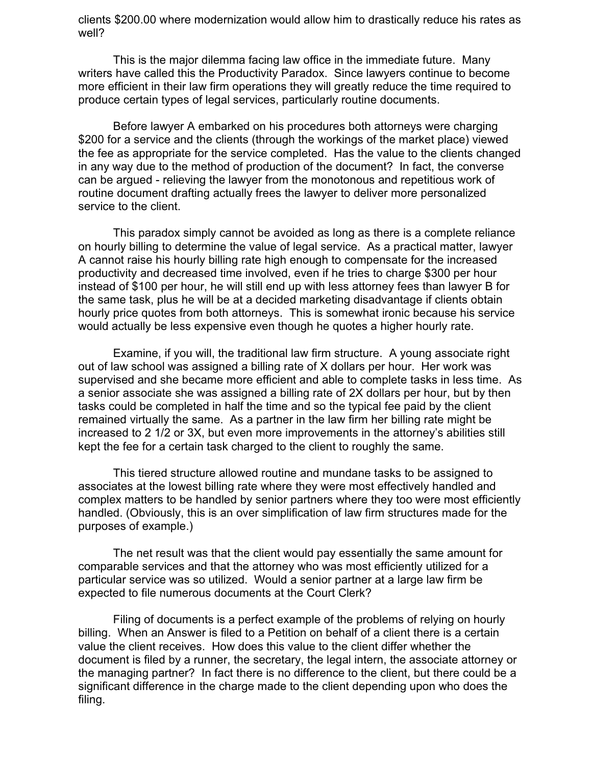clients $200.00 where modernization would allow him to drastically reduce his rates as well?

This is the major dilemma facing law office in the immediate future. Many writers have called this the Productivity Paradox. Since lawyers continue to become more efficient in their law firm operations they will greatly reduce the time required to produce certain types of legal services, particularly routine documents.

Before lawyer A embarked on his procedures both attorneys were charging $200 for a service and the clients (through the workings of the market place) viewed the fee as appropriate for the service completed. Has the value to the clients changed in any way due to the method of production of the document? In fact, the converse can be argued - relieving the lawyer from the monotonous and repetitious work of routine document drafting actually frees the lawyer to deliver more personalized service to the client.

This paradox simply cannot be avoided as long as there is a complete reliance on hourly billing to determine the value of legal service. As a practical matter, lawyer A cannot raise his hourly billing rate high enough to compensate for the increased productivity and decreased time involved, even if he tries to charge $300 per hour instead of $100 per hour, he will still end up with less attorney fees than lawyer B for the same task, plus he will be at a decided marketing disadvantage if clients obtain hourly price quotes from both attorneys. This is somewhat ironic because his service would actually be less expensive even though he quotes a higher hourly rate.

Examine, if you will, the traditional law firm structure. A young associate right out of law school was assigned a billing rate of X dollars per hour. Her work was supervised and she became more efficient and able to complete tasks in less time. As a senior associate she was assigned a billing rate of 2X dollars per hour, but by then tasks could be completed in half the time and so the typical fee paid by the client remained virtually the same. As a partner in the law firm her billing rate might be increased to 2 1/2 or 3X, but even more improvements in the attorney's abilities still kept the fee for a certain task charged to the client to roughly the same.

This tiered structure allowed routine and mundane tasks to be assigned to associates at the lowest billing rate where they were most effectively handled and complex matters to be handled by senior partners where they too were most efficiently handled. (Obviously, this is an over simplification of law firm structures made for the purposes of example.)

The net result was that the client would pay essentially the same amount for comparable services and that the attorney who was most efficiently utilized for a particular service was so utilized. Would a senior partner at a large law firm be expected to file numerous documents at the Court Clerk?

Filing of documents is a perfect example of the problems of relying on hourly billing. When an Answer is filed to a Petition on behalf of a client there is a certain value the client receives. How does this value to the client differ whether the document is filed by a runner, the secretary, the legal intern, the associate attorney or the managing partner? In fact there is no difference to the client, but there could be a significant difference in the charge made to the client depending upon who does the filing.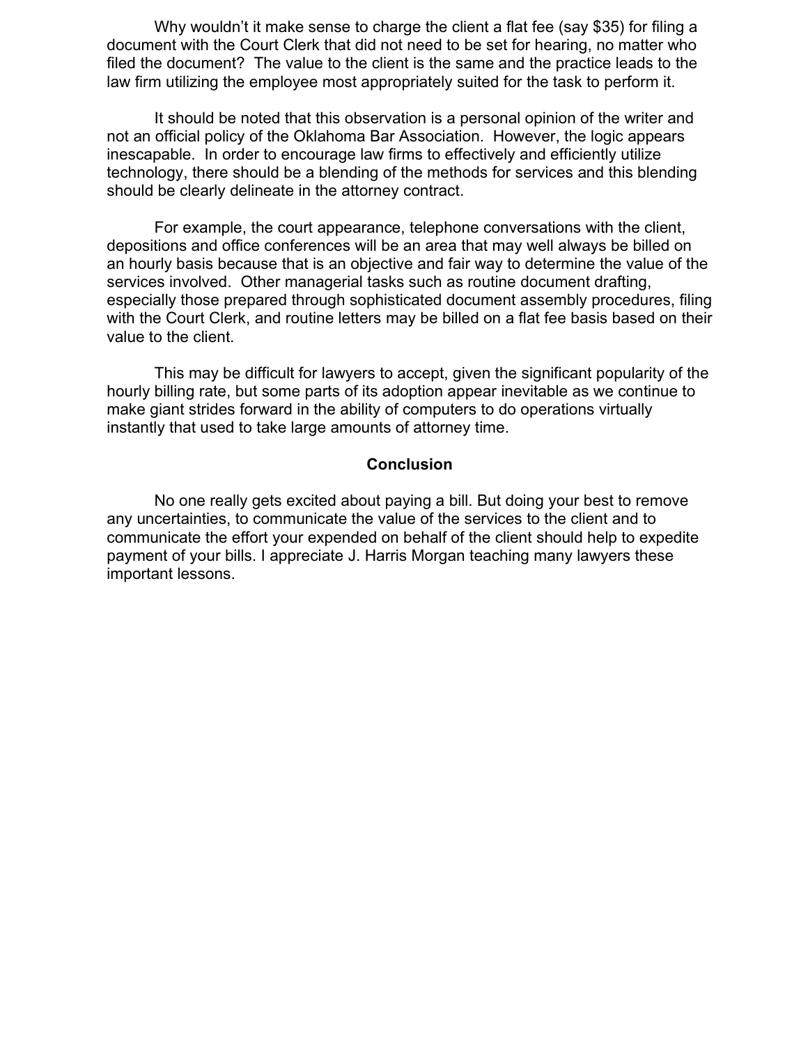Why wouldn't it make sense to charge the client a flat fee (say $35) for filing a document with the Court Clerk that did not need to be set for hearing, no matter who filed the document? The value to the client is the same and the practice leads to the law firm utilizing the employee most appropriately suited for the task to perform it.

It should be noted that this observation is a personal opinion of the writer and not an official policy of the Oklahoma Bar Association. However, the logic appears inescapable. In order to encourage law firms to effectively and efficiently utilize technology, there should be a blending of the methods for services and this blending should be clearly delineate in the attorney contract.

For example, the court appearance, telephone conversations with the client, depositions and office conferences will be an area that may well always be billed on an hourly basis because that is an objective and fair way to determine the value of the services involved. Other managerial tasks such as routine document drafting, especially those prepared through sophisticated document assembly procedures, filing with the Court Clerk, and routine letters may be billed on a flat fee basis based on their value to the client.

This may be difficult for lawyers to accept, given the significant popularity of the hourly billing rate, but some parts of its adoption appear inevitable as we continue to make giant strides forward in the ability of computers to do operations virtually instantly that used to take large amounts of attorney time.

## Conclusion

No one really gets excited about paying a bill. But doing your best to remove any uncertainties, to communicate the value of the services to the client and to communicate the effort your expended on behalf of the client should help to expedite payment of your bills. I appreciate J. Harris Morgan teaching many lawyers these important lessons.